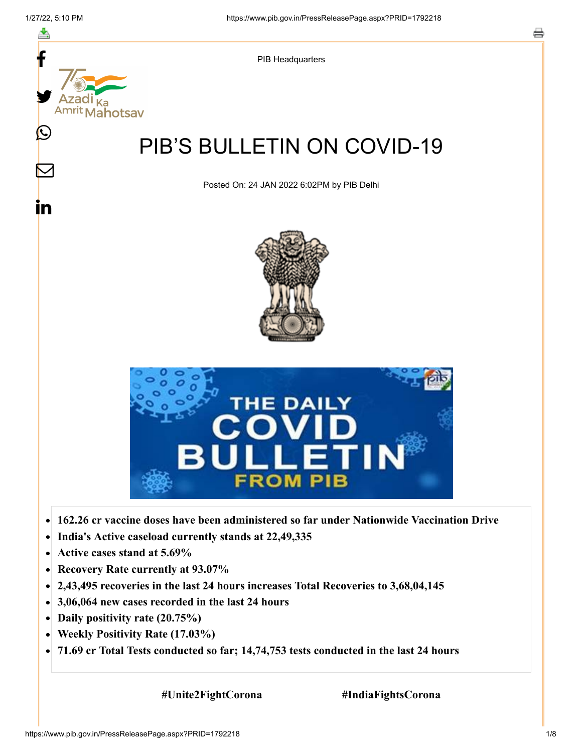PIB Headquarters

# PIB'S BULLETIN ON COVID-19

Posted On: 24 JAN 2022 6:02PM by PIB Delhi

- **162.26 cr vaccine doses have been administered so far under Nationwide Vaccination Drive**
- **India's Active caseload currently stands at 22,49,335**
- **Active cases stand at 5.69%**
- **Recovery Rate currently at 93.07%**
- **2,43,495 recoveries in the last 24 hours increases Total Recoveries to 3,68,04,145**
- **3,06,064 new cases recorded in the last 24 hours**
- **Daily positivity rate (20.75%)**
- **Weekly Positivity Rate (17.03%)**
- **71.69 cr Total Tests conducted so far; 14,74,753 tests conducted in the last 24 hours**

**#Unite2FightCorona** **#IndiaFightsCorona**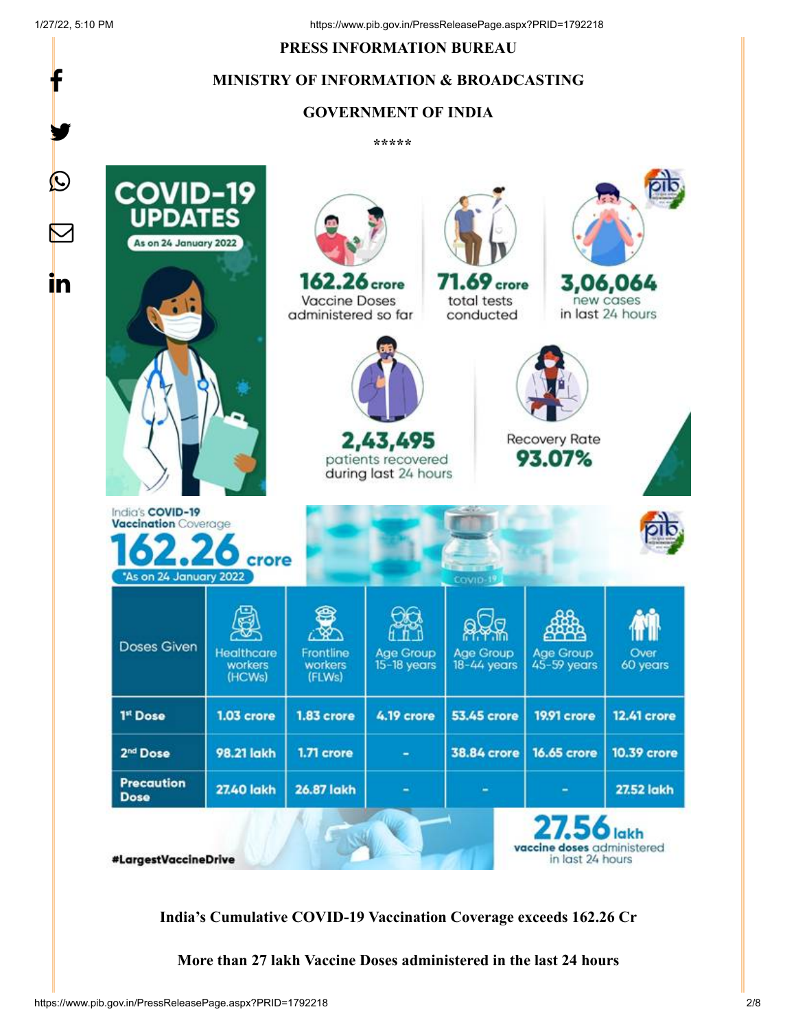PRESS INFORMATION BUREAU

MINISTRY OF INFORMATION & BROADCASTING

GOVERNMENT OF INDIA

\*\*\*\*\*

COVID-19 UPDATES

As on 24 January 2022

**162.26 crore** Vaccine Doses administered so far

**71.69 crore** total tests conducted

**3,06,064** new cases in last 24 hours

**2,43,495** patients recovered during last 24 hours

Recovery Rate **93.07%**

India's COVID-19 Vaccination Coverage

**162.26 crore**

\*As on 24 January 2022

| Doses Given | Healthcare workers (HCWs) | Frontline workers (FLWs) | Age Group 15-18 years | Age Group 18-44 years | Age Group 45-59 years | Over 60 years |
|---|---|---|---|---|---|---|
| 1st Dose | 1.03 crore | 1.83 crore | 4.19 crore | 53.45 crore | 19.91 crore | 12.41 crore |
| 2nd Dose | 98.21 lakh | 1.71 crore | - | 38.84 crore | 16.65 crore | 10.39 crore |
| Precaution Dose | 27.40 lakh | 26.87 lakh | - | - | - | 27.52 lakh |

**27.56 lakh** vaccine doses administered in last 24 hours

#LargestVaccineDrive

**India's Cumulative COVID-19 Vaccination Coverage exceeds 162.26 Cr**

**More than 27 lakh Vaccine Doses administered in the last 24 hours**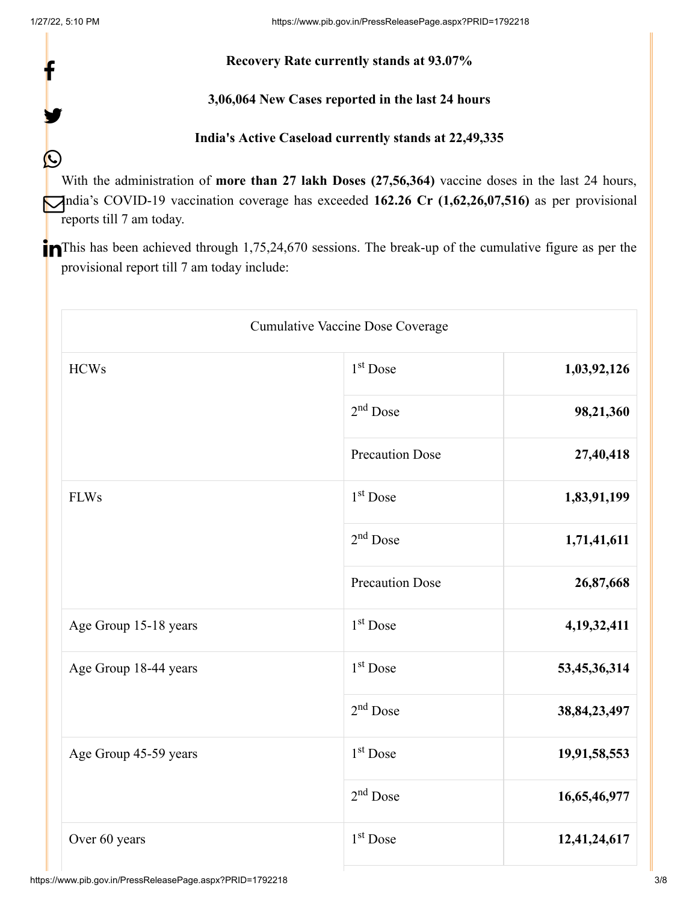**Recovery Rate currently stands at 93.07%**

**3,06,064 New Cases reported in the last 24 hours**

**India's Active Caseload currently stands at 22,49,335**

With the administration of **more than 27 lakh Doses (27,56,364)** vaccine doses in the last 24 hours, India's COVID-19 vaccination coverage has exceeded **162.26 Cr (1,62,26,07,516)** as per provisional reports till 7 am today.

This has been achieved through 1,75,24,670 sessions. The break-up of the cumulative figure as per the provisional report till 7 am today include:

| Cumulative Vaccine Dose Coverage | | |
|---|---|---|
| HCWs | 1st Dose | **1,03,92,126** |
| | 2nd Dose | **98,21,360** |
| | Precaution Dose | **27,40,418** |
| FLWs | 1st Dose | **1,83,91,199** |
| | 2nd Dose | **1,71,41,611** |
| | Precaution Dose | **26,87,668** |
| Age Group 15-18 years | 1st Dose | **4,19,32,411** |
| Age Group 18-44 years | 1st Dose | **53,45,36,314** |
| | 2nd Dose | **38,84,23,497** |
| Age Group 45-59 years | 1st Dose | **19,91,58,553** |
| | 2nd Dose | **16,65,46,977** |
| Over 60 years | 1st Dose | **12,41,24,617** |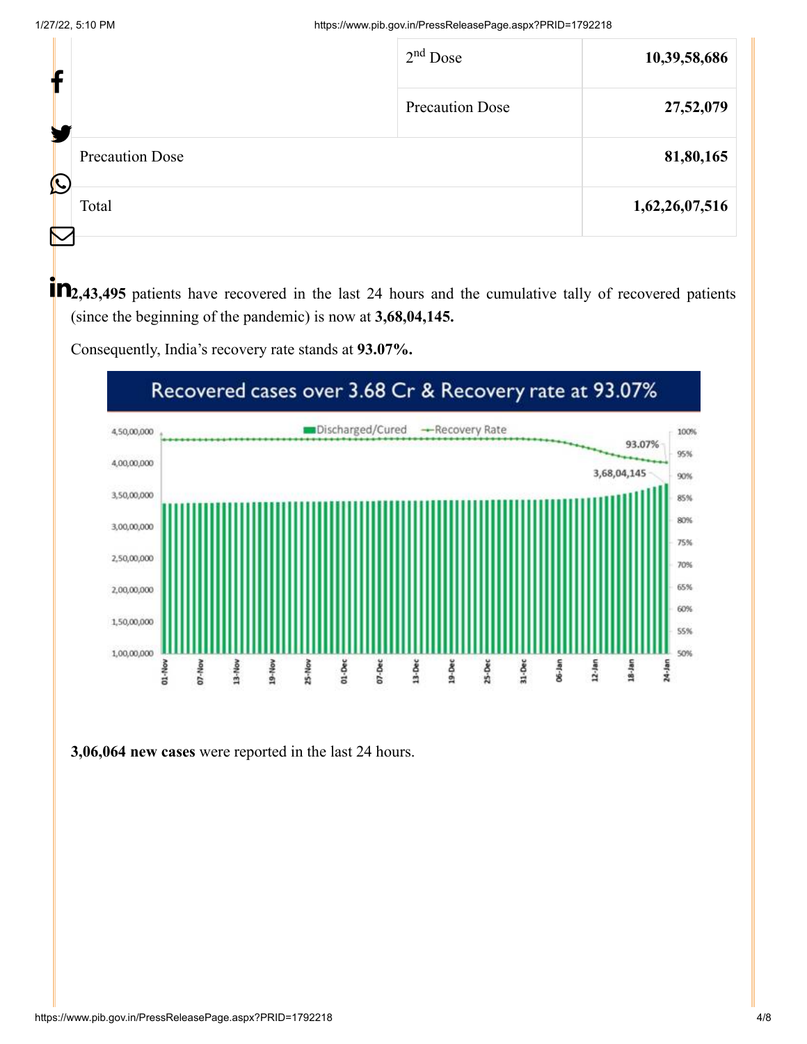| | | |
|---|---|---|
| | 2nd Dose | **10,39,58,686** |
| | Precaution Dose | **27,52,079** |
| Precaution Dose | | **81,80,165** |
| Total | | **1,62,26,07,516** |

**2,43,495** patients have recovered in the last 24 hours and the cumulative tally of recovered patients (since the beginning of the pandemic) is now at **3,68,04,145.**

Consequently, India's recovery rate stands at **93.07%.**

**3,06,064 new cases** were reported in the last 24 hours.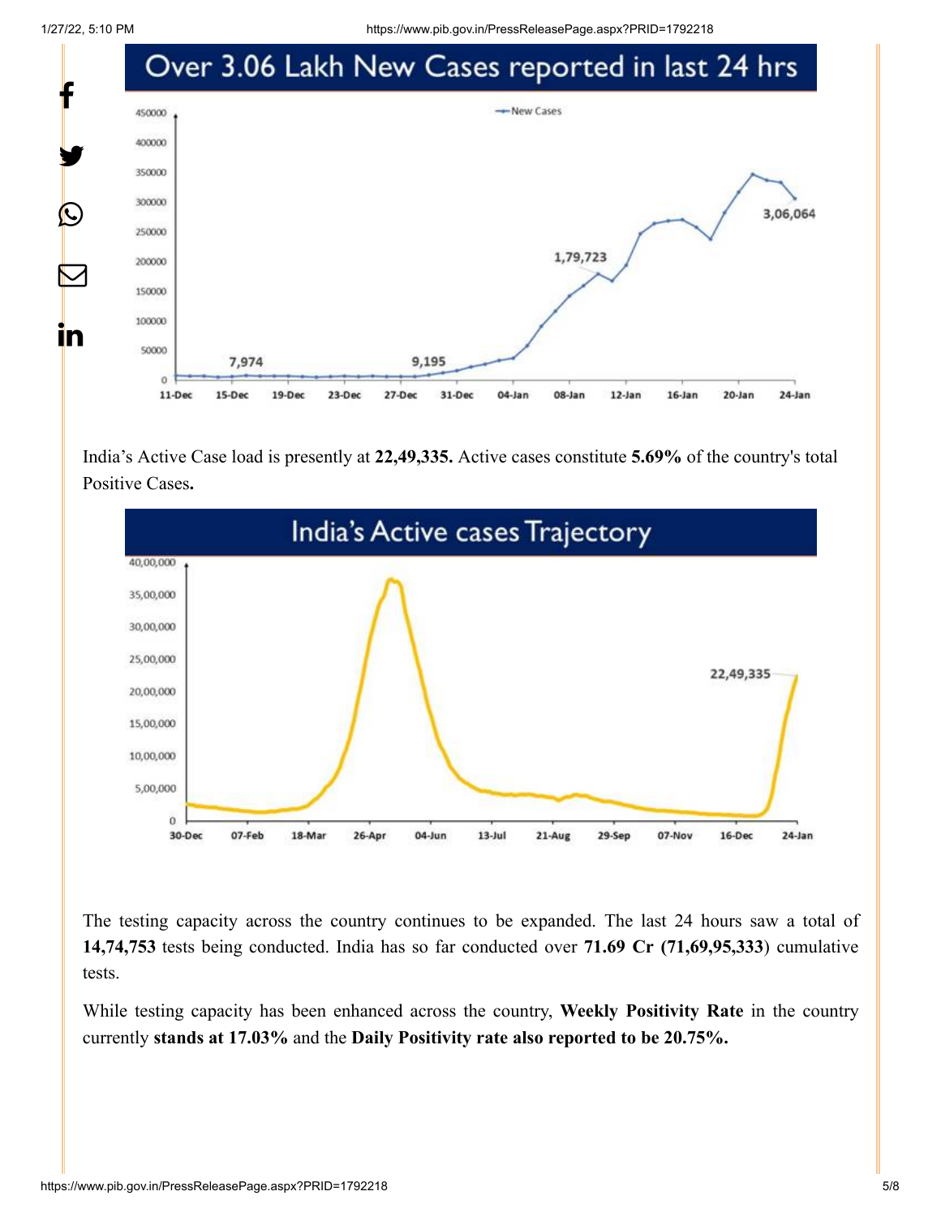## Over 3.06 Lakh New Cases reported in last 24 hrs

India's Active Case load is presently at **22,49,335.** Active cases constitute **5.69%** of the country's total Positive Cases**.**

## India's Active cases Trajectory

The testing capacity across the country continues to be expanded. The last 24 hours saw a total of **14,74,753** tests being conducted. India has so far conducted over **71.69 Cr (71,69,95,333**) cumulative tests.

While testing capacity has been enhanced across the country, **Weekly Positivity Rate** in the country currently **stands at 17.03%** and the **Daily Positivity rate also reported to be 20.75%.**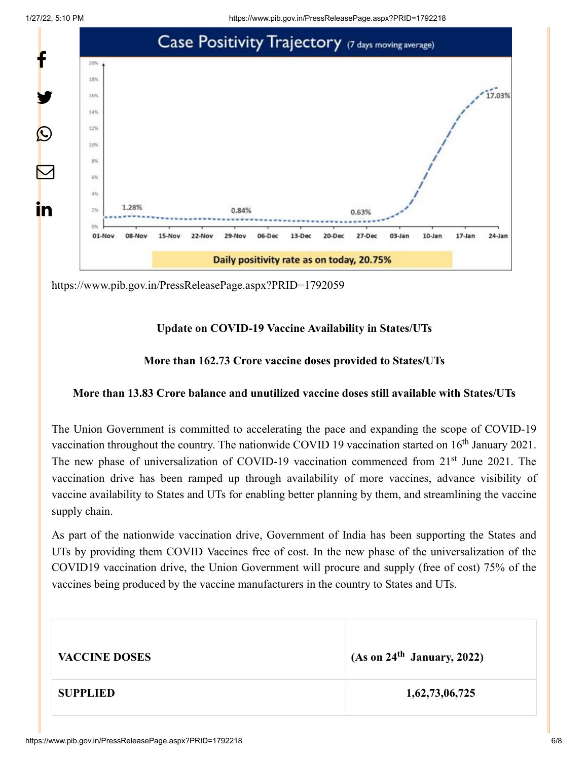## Case Positivity Trajectory (7 days moving average)

1.28% | 0.84% | 0.63% | 17.03%

01-Nov, 08-Nov, 15-Nov, 22-Nov, 29-Nov, 06-Dec, 13-Dec, 20-Dec, 27-Dec, 03-Jan, 10-Jan, 17-Jan, 24-Jan

**Daily positivity rate as on today, 20.75%**

https://www.pib.gov.in/PressReleasePage.aspx?PRID=1792059

**Update on COVID-19 Vaccine Availability in States/UTs**

**More than 162.73 Crore vaccine doses provided to States/UTs**

**More than 13.83 Crore balance and unutilized vaccine doses still available with States/UTs**

The Union Government is committed to accelerating the pace and expanding the scope of COVID-19 vaccination throughout the country. The nationwide COVID 19 vaccination started on 16th January 2021. The new phase of universalization of COVID-19 vaccination commenced from 21st June 2021. The vaccination drive has been ramped up through availability of more vaccines, advance visibility of vaccine availability to States and UTs for enabling better planning by them, and streamlining the vaccine supply chain.

As part of the nationwide vaccination drive, Government of India has been supporting the States and UTs by providing them COVID Vaccines free of cost. In the new phase of the universalization of the COVID19 vaccination drive, the Union Government will procure and supply (free of cost) 75% of the vaccines being produced by the vaccine manufacturers in the country to States and UTs.

| VACCINE DOSES | (As on 24th January, 2022) |
|---|---|
| SUPPLIED | 1,62,73,06,725 |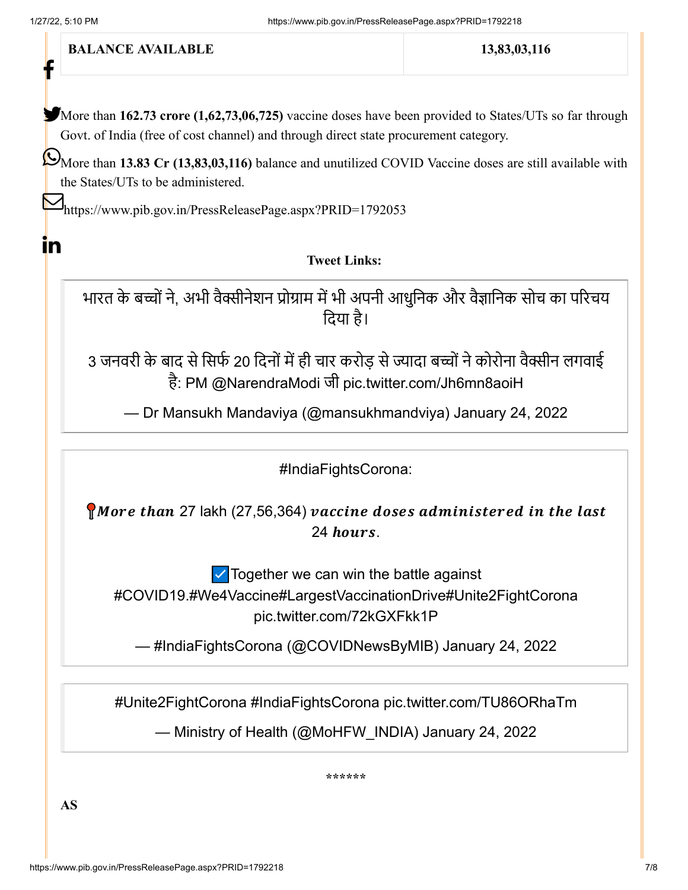| BALANCE AVAILABLE | 13,83,03,116 |
|---|---|

More than **162.73 crore (1,62,73,06,725)** vaccine doses have been provided to States/UTs so far through Govt. of India (free of cost channel) and through direct state procurement category.

More than **13.83 Cr (13,83,03,116)** balance and unutilized COVID Vaccine doses are still available with the States/UTs to be administered.

https://www.pib.gov.in/PressReleasePage.aspx?PRID=1792053

**Tweet Links:**

> भारत के बच्चों ने, अभी वैक्सीनेशन प्रोग्राम में भी अपनी आधुनिक और वैज्ञानिक सोच का परिचय दिया है।
>
> 3 जनवरी के बाद से सिर्फ 20 दिनों में ही चार करोड़ से ज्यादा बच्चों ने कोरोना वैक्सीन लगवाई है: PM @NarendraModi जी pic.twitter.com/Jh6mn8aoiH
>
> — Dr Mansukh Mandaviya (@mansukhmandviya) January 24, 2022

> #IndiaFightsCorona:
>
> 📍*More than* 27 lakh (27,56,364) *vaccine doses administered in the last* 24 *hours*.
>
> ✅ Together we can win the battle against #COVID19.#We4Vaccine#LargestVaccinationDrive#Unite2FightCorona pic.twitter.com/72kGXFkk1P
>
> — #IndiaFightsCorona (@COVIDNewsByMIB) January 24, 2022

> #Unite2FightCorona #IndiaFightsCorona pic.twitter.com/TU86ORhaTm
>
> — Ministry of Health (@MoHFW_INDIA) January 24, 2022

******

**AS**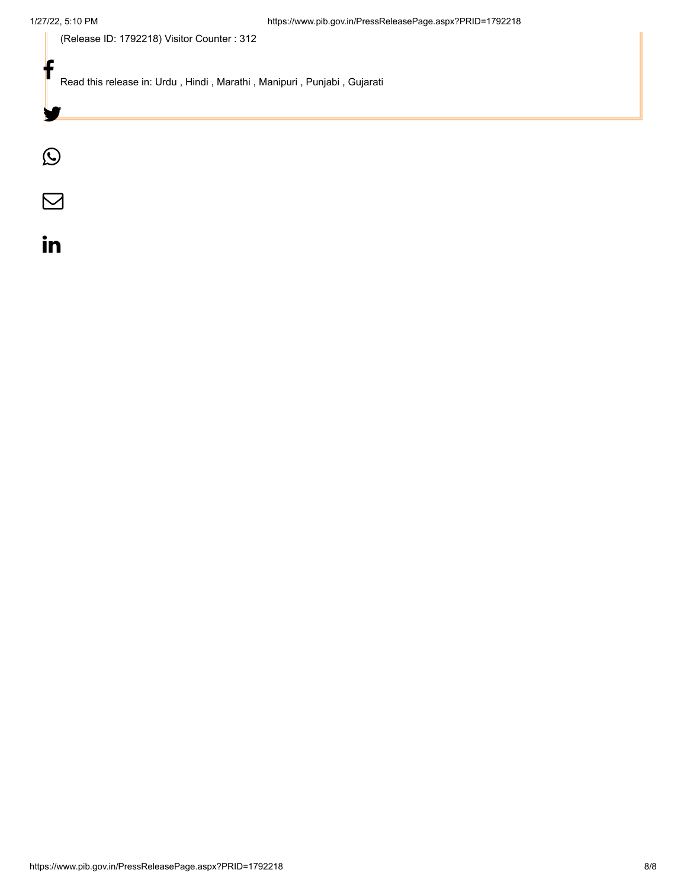(Release ID: 1792218) Visitor Counter : 312

Read this release in: Urdu , Hindi , Marathi , Manipuri , Punjabi , Gujarati